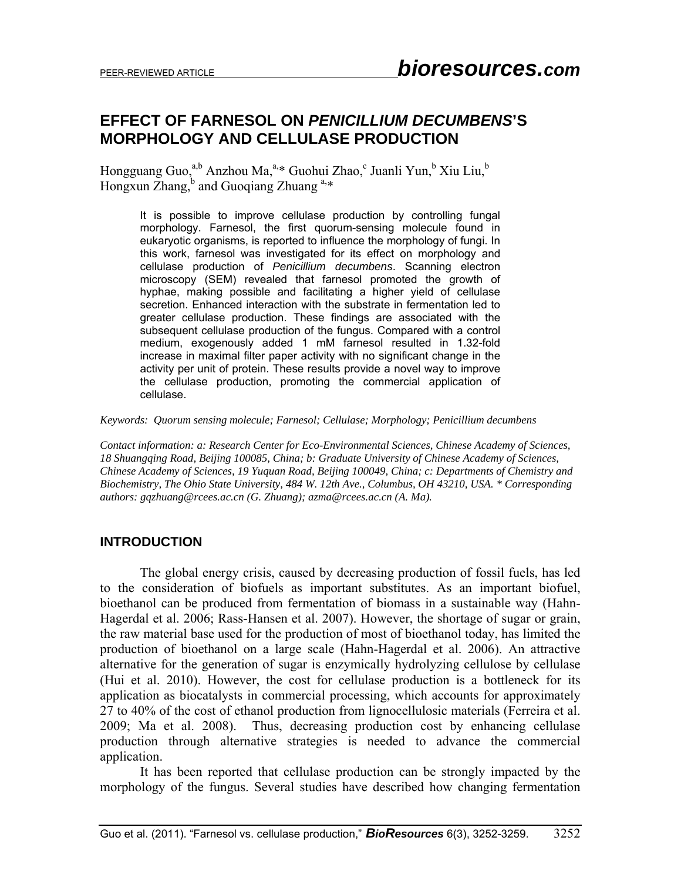# EFFECT OF FARNESOL ON *PENICILLIUM DECUMBENS*'S MORPHOLOGY AND CELLULASE PRODUCTION

Hongguang Guo,[a,b] Anzhou Ma,[a,*] Guohui Zhao,[c] Juanli Yun,[b] Xiu Liu,[b] Hongxun Zhang,[b] and Guoqiang Zhuang [a,*]

It is possible to improve cellulase production by controlling fungal morphology. Farnesol, the first quorum-sensing molecule found in eukaryotic organisms, is reported to influence the morphology of fungi. In this work, farnesol was investigated for its effect on morphology and cellulase production of *Penicillium decumbens*. Scanning electron microscopy (SEM) revealed that farnesol promoted the growth of hyphae, making possible and facilitating a higher yield of cellulase secretion. Enhanced interaction with the substrate in fermentation led to greater cellulase production. These findings are associated with the subsequent cellulase production of the fungus. Compared with a control medium, exogenously added 1 mM farnesol resulted in 1.32-fold increase in maximal filter paper activity with no significant change in the activity per unit of protein. These results provide a novel way to improve the cellulase production, promoting the commercial application of cellulase.

*Keywords: Quorum sensing molecule; Farnesol; Cellulase; Morphology; Penicillium decumbens*

*Contact information: a: Research Center for Eco-Environmental Sciences, Chinese Academy of Sciences, 18 Shuangqing Road, Beijing 100085, China; b: Graduate University of Chinese Academy of Sciences, Chinese Academy of Sciences, 19 Yuquan Road, Beijing 100049, China; c: Departments of Chemistry and Biochemistry, The Ohio State University, 484 W. 12th Ave., Columbus, OH 43210, USA. * Corresponding authors: gqzhuang@rcees.ac.cn (G. Zhuang); azma@rcees.ac.cn (A. Ma).*

## INTRODUCTION

The global energy crisis, caused by decreasing production of fossil fuels, has led to the consideration of biofuels as important substitutes. As an important biofuel, bioethanol can be produced from fermentation of biomass in a sustainable way (Hahn-Hagerdal et al. 2006; Rass-Hansen et al. 2007). However, the shortage of sugar or grain, the raw material base used for the production of most of bioethanol today, has limited the production of bioethanol on a large scale (Hahn-Hagerdal et al. 2006). An attractive alternative for the generation of sugar is enzymically hydrolyzing cellulose by cellulase (Hui et al. 2010). However, the cost for cellulase production is a bottleneck for its application as biocatalysts in commercial processing, which accounts for approximately 27 to 40% of the cost of ethanol production from lignocellulosic materials (Ferreira et al. 2009; Ma et al. 2008). Thus, decreasing production cost by enhancing cellulase production through alternative strategies is needed to advance the commercial application.

It has been reported that cellulase production can be strongly impacted by the morphology of the fungus. Several studies have described how changing fermentation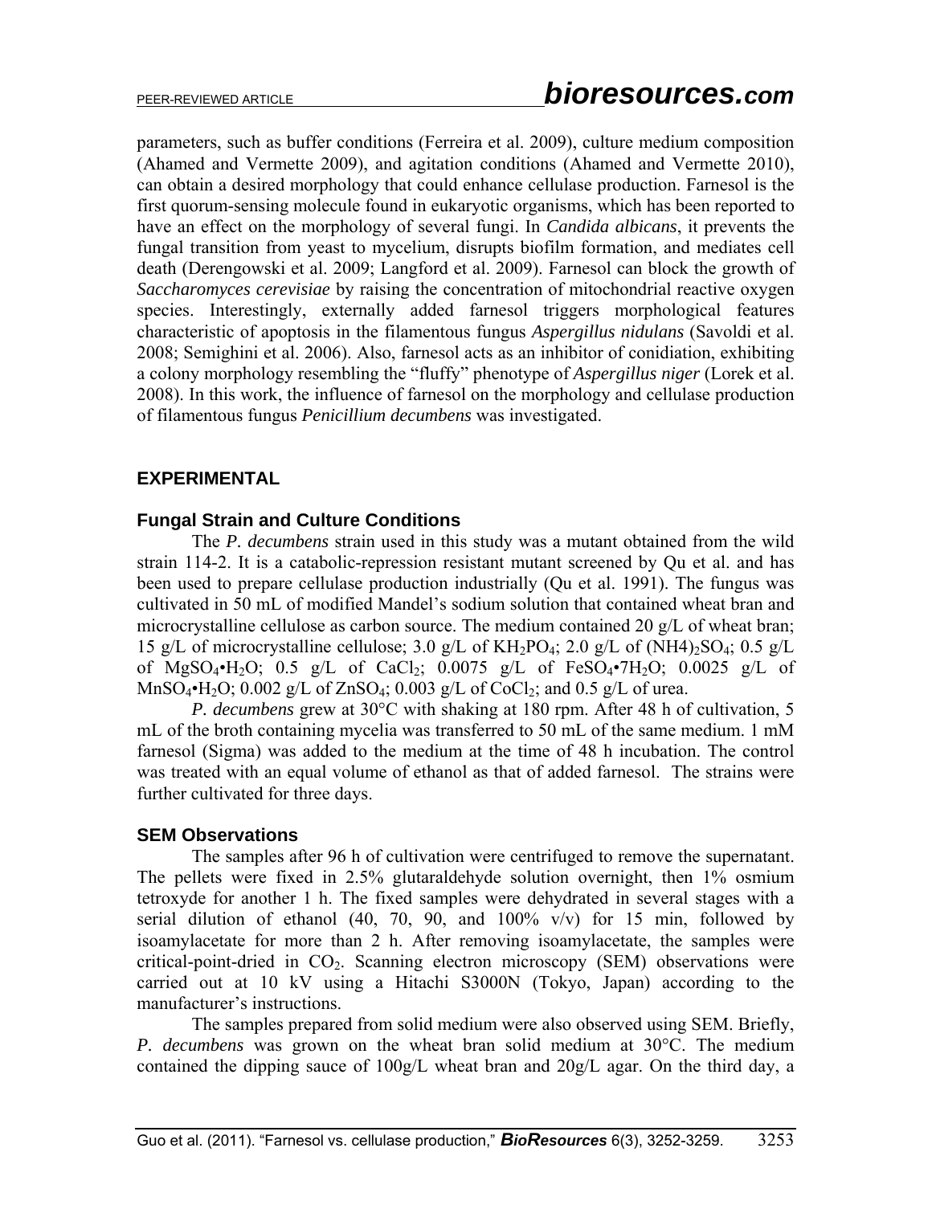parameters, such as buffer conditions (Ferreira et al. 2009), culture medium composition (Ahamed and Vermette 2009), and agitation conditions (Ahamed and Vermette 2010), can obtain a desired morphology that could enhance cellulase production. Farnesol is the first quorum-sensing molecule found in eukaryotic organisms, which has been reported to have an effect on the morphology of several fungi. In *Candida albicans*, it prevents the fungal transition from yeast to mycelium, disrupts biofilm formation, and mediates cell death (Derengowski et al. 2009; Langford et al. 2009). Farnesol can block the growth of *Saccharomyces cerevisiae* by raising the concentration of mitochondrial reactive oxygen species. Interestingly, externally added farnesol triggers morphological features characteristic of apoptosis in the filamentous fungus *Aspergillus nidulans* (Savoldi et al. 2008; Semighini et al. 2006). Also, farnesol acts as an inhibitor of conidiation, exhibiting a colony morphology resembling the "fluffy" phenotype of *Aspergillus niger* (Lorek et al. 2008). In this work, the influence of farnesol on the morphology and cellulase production of filamentous fungus *Penicillium decumbens* was investigated.

## EXPERIMENTAL

### Fungal Strain and Culture Conditions

The *P. decumbens* strain used in this study was a mutant obtained from the wild strain 114-2. It is a catabolic-repression resistant mutant screened by Qu et al. and has been used to prepare cellulase production industrially (Qu et al. 1991). The fungus was cultivated in 50 mL of modified Mandel's sodium solution that contained wheat bran and microcrystalline cellulose as carbon source. The medium contained 20 g/L of wheat bran; 15 g/L of microcrystalline cellulose; 3.0 g/L of $KH_2PO_4$; 2.0 g/L of $(NH4)_2SO_4$; 0.5 g/L of $MgSO_4$•$H_2O$; 0.5 g/L of $CaCl_2$; 0.0075 g/L of $FeSO_4$•$7H_2O$; 0.0025 g/L of $MnSO_4$•$H_2O$; 0.002 g/L of $ZnSO_4$; 0.003 g/L of $CoCl_2$; and 0.5 g/L of urea.

*P. decumbens* grew at 30°C with shaking at 180 rpm. After 48 h of cultivation, 5 mL of the broth containing mycelia was transferred to 50 mL of the same medium. 1 mM farnesol (Sigma) was added to the medium at the time of 48 h incubation. The control was treated with an equal volume of ethanol as that of added farnesol. The strains were further cultivated for three days.

### SEM Observations

The samples after 96 h of cultivation were centrifuged to remove the supernatant. The pellets were fixed in 2.5% glutaraldehyde solution overnight, then 1% osmium tetroxyde for another 1 h. The fixed samples were dehydrated in several stages with a serial dilution of ethanol (40, 70, 90, and 100% v/v) for 15 min, followed by isoamylacetate for more than 2 h. After removing isoamylacetate, the samples were critical-point-dried in $CO_2$. Scanning electron microscopy (SEM) observations were carried out at 10 kV using a Hitachi S3000N (Tokyo, Japan) according to the manufacturer's instructions.

The samples prepared from solid medium were also observed using SEM. Briefly, *P. decumbens* was grown on the wheat bran solid medium at 30°C. The medium contained the dipping sauce of 100g/L wheat bran and 20g/L agar. On the third day, a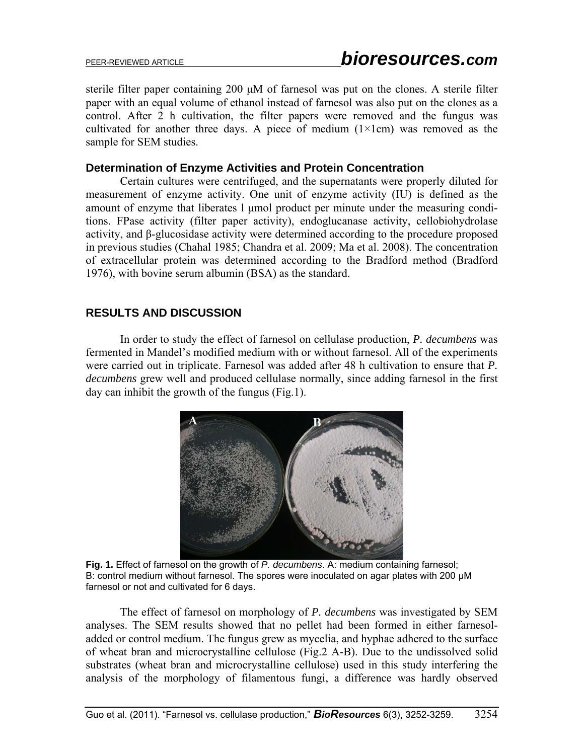sterile filter paper containing 200 μM of farnesol was put on the clones. A sterile filter paper with an equal volume of ethanol instead of farnesol was also put on the clones as a control. After 2 h cultivation, the filter papers were removed and the fungus was cultivated for another three days. A piece of medium (1×1cm) was removed as the sample for SEM studies.

### Determination of Enzyme Activities and Protein Concentration

Certain cultures were centrifuged, and the supernatants were properly diluted for measurement of enzyme activity. One unit of enzyme activity (IU) is defined as the amount of enzyme that liberates l μmol product per minute under the measuring conditions. FPase activity (filter paper activity), endoglucanase activity, cellobiohydrolase activity, and β-glucosidase activity were determined according to the procedure proposed in previous studies (Chahal 1985; Chandra et al. 2009; Ma et al. 2008). The concentration of extracellular protein was determined according to the Bradford method (Bradford 1976), with bovine serum albumin (BSA) as the standard.

## RESULTS AND DISCUSSION

In order to study the effect of farnesol on cellulase production, *P. decumbens* was fermented in Mandel's modified medium with or without farnesol. All of the experiments were carried out in triplicate. Farnesol was added after 48 h cultivation to ensure that *P. decumbens* grew well and produced cellulase normally, since adding farnesol in the first day can inhibit the growth of the fungus (Fig.1).

**Fig. 1.** Effect of farnesol on the growth of *P. decumbens*. A: medium containing farnesol; B: control medium without farnesol. The spores were inoculated on agar plates with 200 μM farnesol or not and cultivated for 6 days.

The effect of farnesol on morphology of *P. decumbens* was investigated by SEM analyses. The SEM results showed that no pellet had been formed in either farnesol-added or control medium. The fungus grew as mycelia, and hyphae adhered to the surface of wheat bran and microcrystalline cellulose (Fig.2 A-B). Due to the undissolved solid substrates (wheat bran and microcrystalline cellulose) used in this study interfering the analysis of the morphology of filamentous fungi, a difference was hardly observed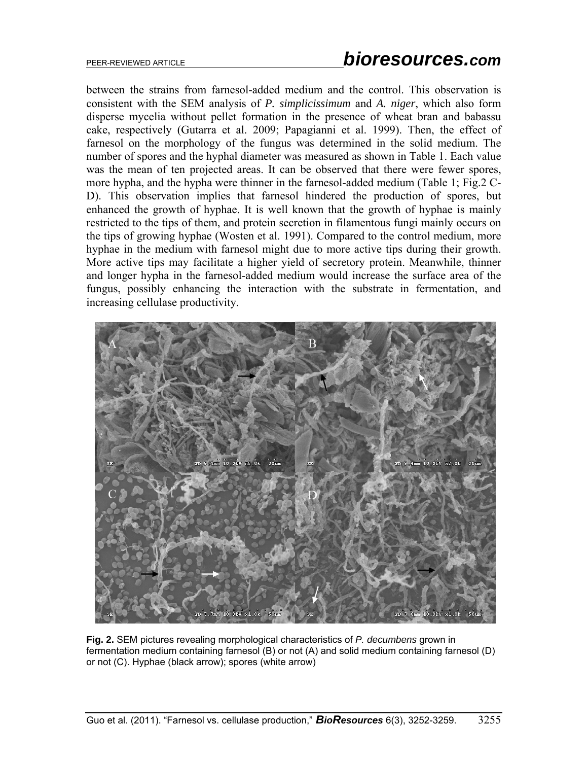between the strains from farnesol-added medium and the control. This observation is consistent with the SEM analysis of *P. simplicissimum* and *A. niger*, which also form disperse mycelia without pellet formation in the presence of wheat bran and babassu cake, respectively (Gutarra et al. 2009; Papagianni et al. 1999). Then, the effect of farnesol on the morphology of the fungus was determined in the solid medium. The number of spores and the hyphal diameter was measured as shown in Table 1. Each value was the mean of ten projected areas. It can be observed that there were fewer spores, more hypha, and the hypha were thinner in the farnesol-added medium (Table 1; Fig.2 C-D). This observation implies that farnesol hindered the production of spores, but enhanced the growth of hyphae. It is well known that the growth of hyphae is mainly restricted to the tips of them, and protein secretion in filamentous fungi mainly occurs on the tips of growing hyphae (Woston et al. 1991). Compared to the control medium, more hyphae in the medium with farnesol might due to more active tips during their growth. More active tips may facilitate a higher yield of secretory protein. Meanwhile, thinner and longer hypha in the farnesol-added medium would increase the surface area of the fungus, possibly enhancing the interaction with the substrate in fermentation, and increasing cellulase productivity.

**Fig. 2.** SEM pictures revealing morphological characteristics of *P. decumbens* grown in fermentation medium containing farnesol (B) or not (A) and solid medium containing farnesol (D) or not (C). Hyphae (black arrow); spores (white arrow)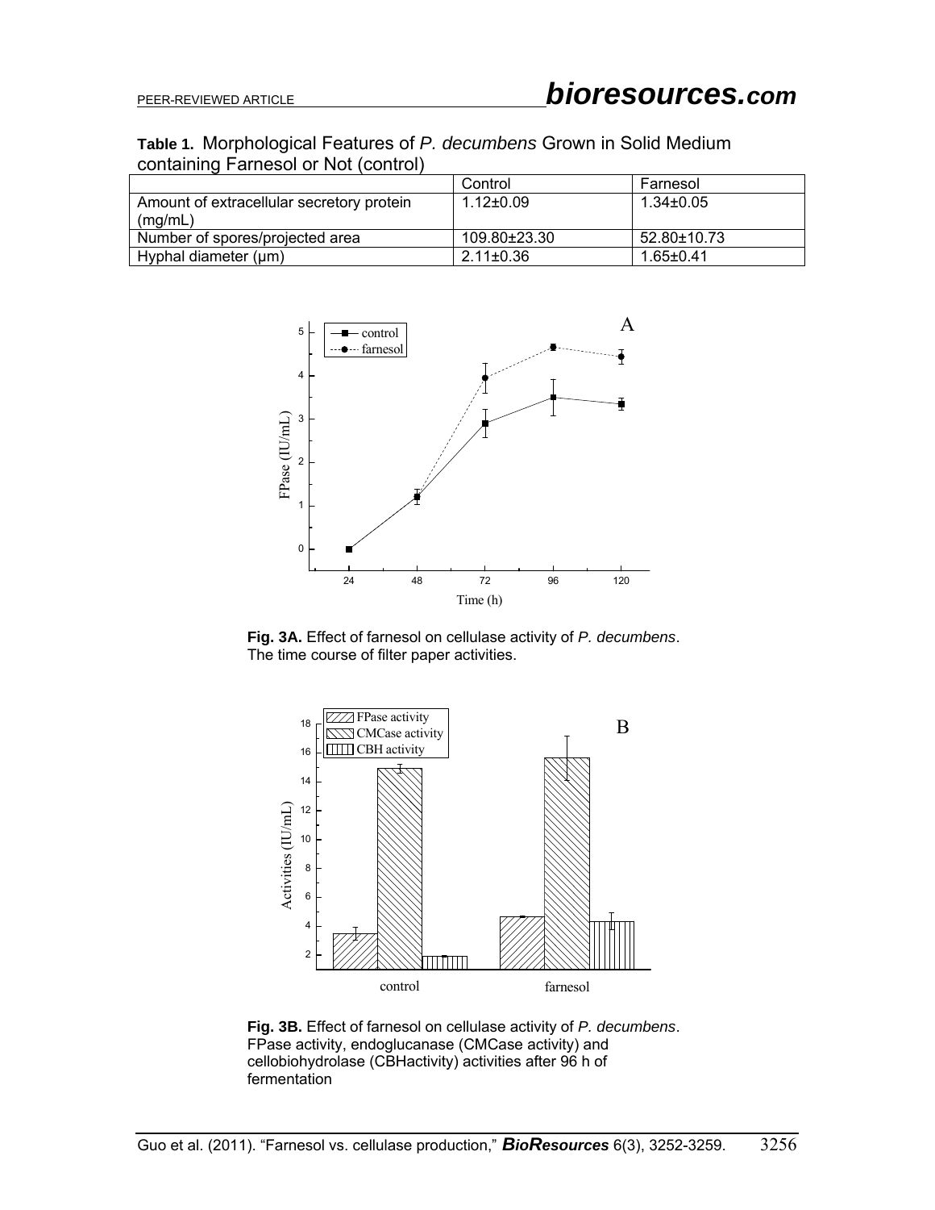**Table 1.** Morphological Features of *P. decumbens* Grown in Solid Medium containing Farnesol or Not (control)

| | Control | Farnesol |
|---|---|---|
| Amount of extracellular secretory protein (mg/mL) | 1.12±0.09 | 1.34±0.05 |
| Number of spores/projected area | 109.80±23.30 | 52.80±10.73 |
| Hyphal diameter (μm) | 2.11±0.36 | 1.65±0.41 |

**Fig. 3A.** Effect of farnesol on cellulase activity of *P. decumbens*. The time course of filter paper activities.

**Fig. 3B.** Effect of farnesol on cellulase activity of *P. decumbens*. FPase activity, endoglucanase (CMCase activity) and cellobiohydrolase (CBHactivity) activities after 96 h of fermentation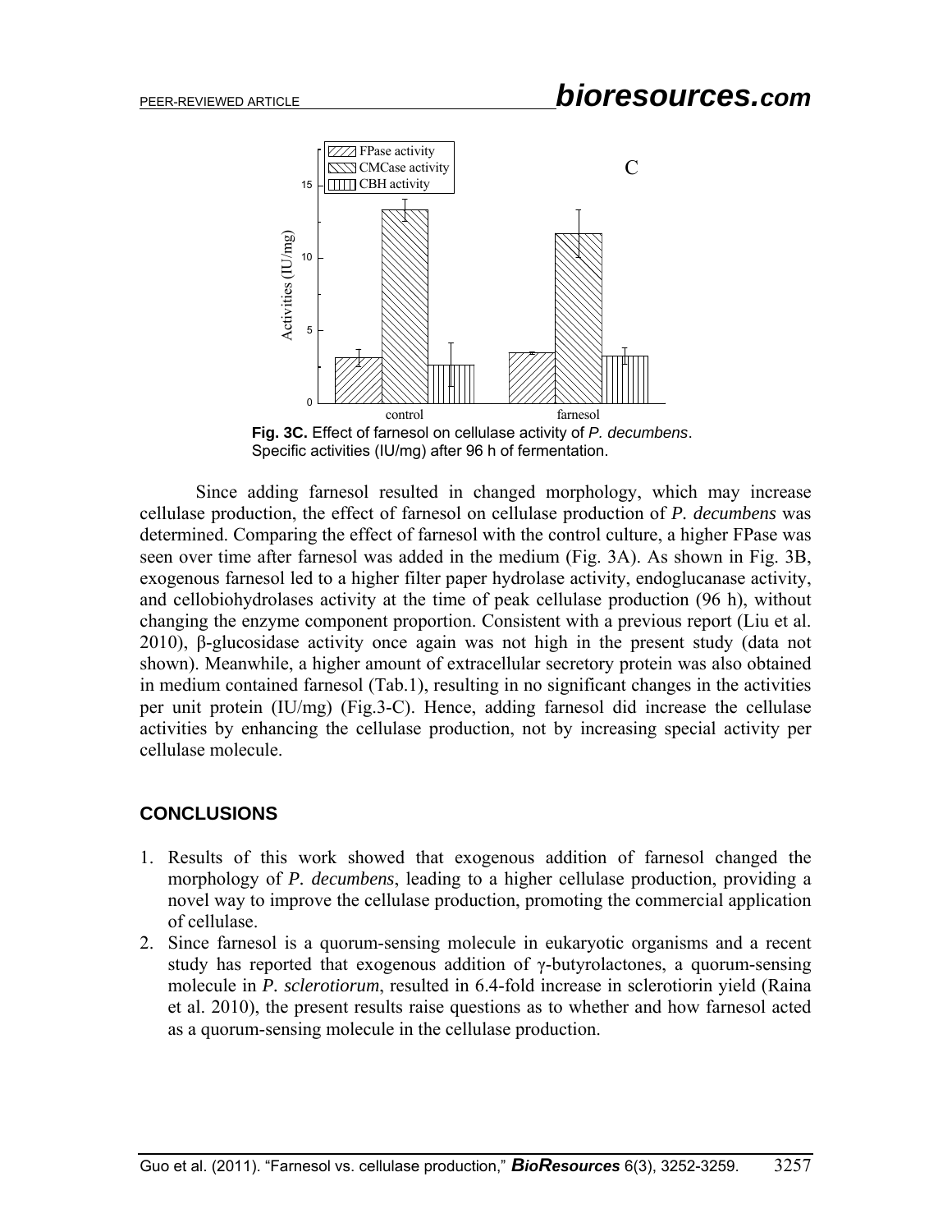Fig. 3C. Effect of farnesol on cellulase activity of *P. decumbens*. Specific activities (IU/mg) after 96 h of fermentation.

Since adding farnesol resulted in changed morphology, which may increase cellulase production, the effect of farnesol on cellulase production of *P. decumbens* was determined. Comparing the effect of farnesol with the control culture, a higher FPase was seen over time after farnesol was added in the medium (Fig. 3A). As shown in Fig. 3B, exogenous farnesol led to a higher filter paper hydrolase activity, endoglucanase activity, and cellobiohydrolases activity at the time of peak cellulase production (96 h), without changing the enzyme component proportion. Consistent with a previous report (Liu et al. 2010), β-glucosidase activity once again was not high in the present study (data not shown). Meanwhile, a higher amount of extracellular secretory protein was also obtained in medium contained farnesol (Tab.1), resulting in no significant changes in the activities per unit protein (IU/mg) (Fig.3-C). Hence, adding farnesol did increase the cellulase activities by enhancing the cellulase production, not by increasing special activity per cellulase molecule.

## CONCLUSIONS

1. Results of this work showed that exogenous addition of farnesol changed the morphology of *P. decumbens*, leading to a higher cellulase production, providing a novel way to improve the cellulase production, promoting the commercial application of cellulase.
2. Since farnesol is a quorum-sensing molecule in eukaryotic organisms and a recent study has reported that exogenous addition of γ-butyrolactones, a quorum-sensing molecule in *P. sclerotiorum*, resulted in 6.4-fold increase in sclerotiorin yield (Raina et al. 2010), the present results raise questions as to whether and how farnesol acted as a quorum-sensing molecule in the cellulase production.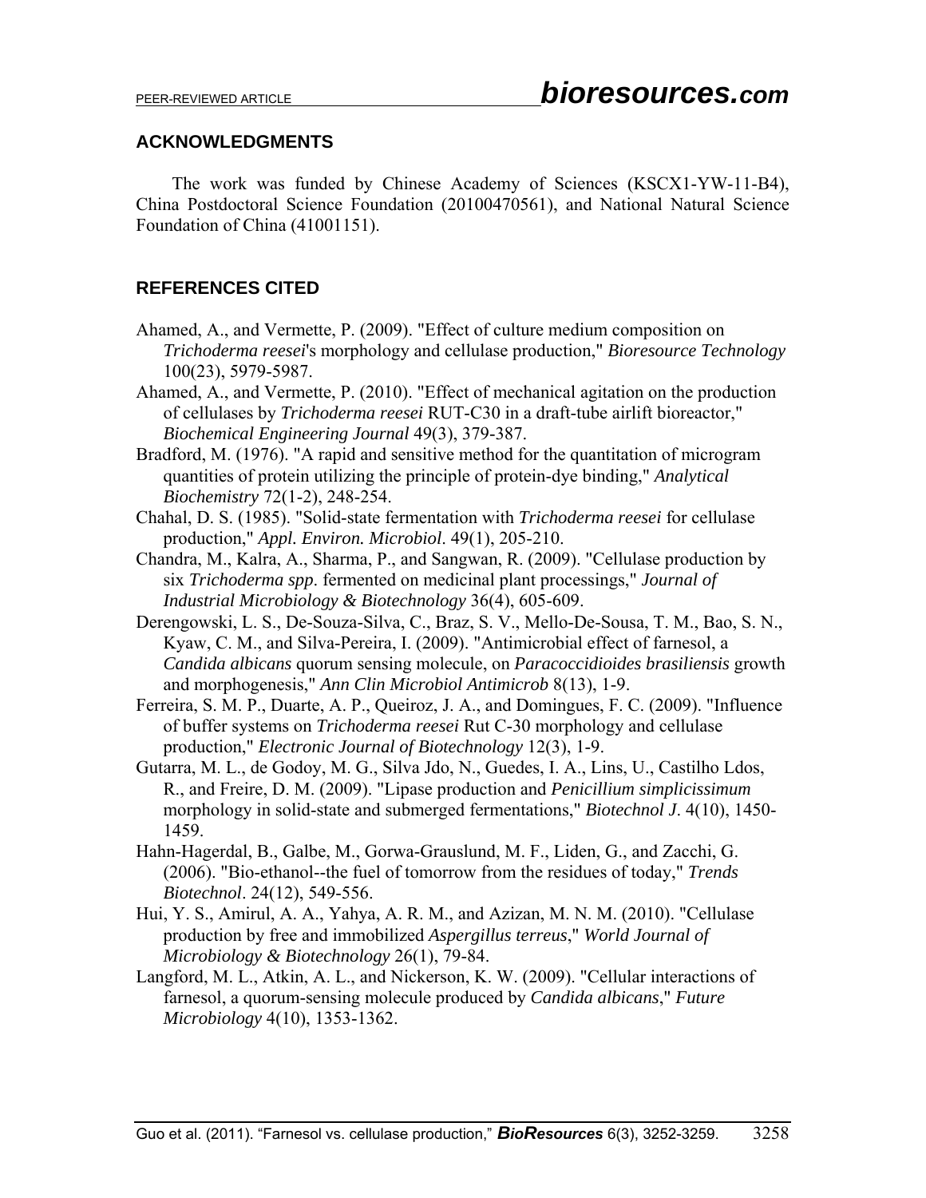## ACKNOWLEDGMENTS

The work was funded by Chinese Academy of Sciences (KSCX1-YW-11-B4), China Postdoctoral Science Foundation (20100470561), and National Natural Science Foundation of China (41001151).

## REFERENCES CITED

Ahamed, A., and Vermette, P. (2009). "Effect of culture medium composition on *Trichoderma reesei*'s morphology and cellulase production," *Bioresource Technology* 100(23), 5979-5987.

Ahamed, A., and Vermette, P. (2010). "Effect of mechanical agitation on the production of cellulases by *Trichoderma reesei* RUT-C30 in a draft-tube airlift bioreactor," *Biochemical Engineering Journal* 49(3), 379-387.

Bradford, M. (1976). "A rapid and sensitive method for the quantitation of microgram quantities of protein utilizing the principle of protein-dye binding," *Analytical Biochemistry* 72(1-2), 248-254.

Chahal, D. S. (1985). "Solid-state fermentation with *Trichoderma reesei* for cellulase production," *Appl. Environ. Microbiol*. 49(1), 205-210.

Chandra, M., Kalra, A., Sharma, P., and Sangwan, R. (2009). "Cellulase production by six *Trichoderma spp*. fermented on medicinal plant processings," *Journal of Industrial Microbiology & Biotechnology* 36(4), 605-609.

Derengowski, L. S., De-Souza-Silva, C., Braz, S. V., Mello-De-Sousa, T. M., Bao, S. N., Kyaw, C. M., and Silva-Pereira, I. (2009). "Antimicrobial effect of farnesol, a *Candida albicans* quorum sensing molecule, on *Paracoccidioides brasiliensis* growth and morphogenesis," *Ann Clin Microbiol Antimicrob* 8(13), 1-9.

Ferreira, S. M. P., Duarte, A. P., Queiroz, J. A., and Domingues, F. C. (2009). "Influence of buffer systems on *Trichoderma reesei* Rut C-30 morphology and cellulase production," *Electronic Journal of Biotechnology* 12(3), 1-9.

Gutarra, M. L., de Godoy, M. G., Silva Jdo, N., Guedes, I. A., Lins, U., Castilho Ldos, R., and Freire, D. M. (2009). "Lipase production and *Penicillium simplicissimum* morphology in solid-state and submerged fermentations," *Biotechnol J*. 4(10), 1450-1459.

Hahn-Hagerdal, B., Galbe, M., Gorwa-Grauslund, M. F., Liden, G., and Zacchi, G. (2006). "Bio-ethanol--the fuel of tomorrow from the residues of today," *Trends Biotechnol*. 24(12), 549-556.

Hui, Y. S., Amirul, A. A., Yahya, A. R. M., and Azizan, M. N. M. (2010). "Cellulase production by free and immobilized *Aspergillus terreus*," *World Journal of Microbiology & Biotechnology* 26(1), 79-84.

Langford, M. L., Atkin, A. L., and Nickerson, K. W. (2009). "Cellular interactions of farnesol, a quorum-sensing molecule produced by *Candida albicans*," *Future Microbiology* 4(10), 1353-1362.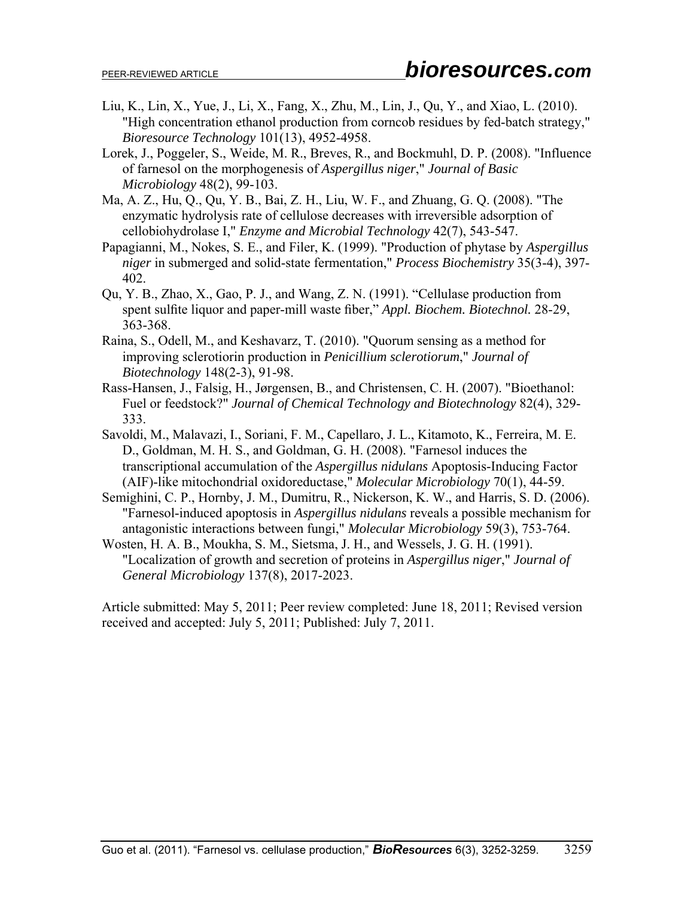Liu, K., Lin, X., Yue, J., Li, X., Fang, X., Zhu, M., Lin, J., Qu, Y., and Xiao, L. (2010). "High concentration ethanol production from corncob residues by fed-batch strategy," *Bioresource Technology* 101(13), 4952-4958.

Lorek, J., Poggeler, S., Weide, M. R., Breves, R., and Bockmuhl, D. P. (2008). "Influence of farnesol on the morphogenesis of *Aspergillus niger*," *Journal of Basic Microbiology* 48(2), 99-103.

Ma, A. Z., Hu, Q., Qu, Y. B., Bai, Z. H., Liu, W. F., and Zhuang, G. Q. (2008). "The enzymatic hydrolysis rate of cellulose decreases with irreversible adsorption of cellobiohydrolase I," *Enzyme and Microbial Technology* 42(7), 543-547.

Papagianni, M., Nokes, S. E., and Filer, K. (1999). "Production of phytase by *Aspergillus niger* in submerged and solid-state fermentation," *Process Biochemistry* 35(3-4), 397-402.

Qu, Y. B., Zhao, X., Gao, P. J., and Wang, Z. N. (1991). "Cellulase production from spent sulfite liquor and paper-mill waste fiber," *Appl. Biochem. Biotechnol.* 28-29, 363-368.

Raina, S., Odell, M., and Keshavarz, T. (2010). "Quorum sensing as a method for improving sclerotiorin production in *Penicillium sclerotiorum*," *Journal of Biotechnology* 148(2-3), 91-98.

Rass-Hansen, J., Falsig, H., Jørgensen, B., and Christensen, C. H. (2007). "Bioethanol: Fuel or feedstock?" *Journal of Chemical Technology and Biotechnology* 82(4), 329-333.

Savoldi, M., Malavazi, I., Soriani, F. M., Capellaro, J. L., Kitamoto, K., Ferreira, M. E. D., Goldman, M. H. S., and Goldman, G. H. (2008). "Farnesol induces the transcriptional accumulation of the *Aspergillus nidulans* Apoptosis-Inducing Factor (AIF)-like mitochondrial oxidoreductase," *Molecular Microbiology* 70(1), 44-59.

Semighini, C. P., Hornby, J. M., Dumitru, R., Nickerson, K. W., and Harris, S. D. (2006). "Farnesol-induced apoptosis in *Aspergillus nidulans* reveals a possible mechanism for antagonistic interactions between fungi," *Molecular Microbiology* 59(3), 753-764.

Wosten, H. A. B., Moukha, S. M., Sietsma, J. H., and Wessels, J. G. H. (1991). "Localization of growth and secretion of proteins in *Aspergillus niger*," *Journal of General Microbiology* 137(8), 2017-2023.

Article submitted: May 5, 2011; Peer review completed: June 18, 2011; Revised version received and accepted: July 5, 2011; Published: July 7, 2011.